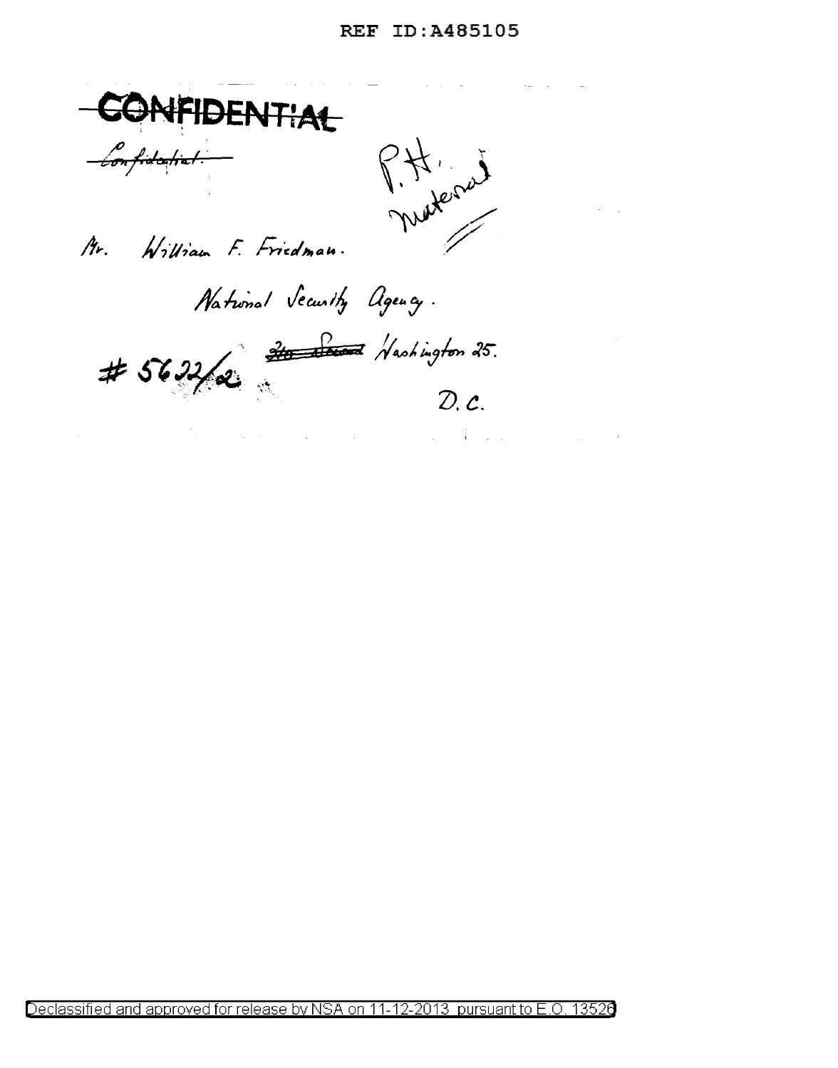~~CONFIDENTIAL~~

~~Confidential.~~

P.H. material

Mr. William F. Friedman.

National Security Agency.

\# 5622/2 ~~3to Second~~ Washington 25.

D.C.

Declassified and approved for release by NSA on 11-12-2013 pursuant to E.O. 13526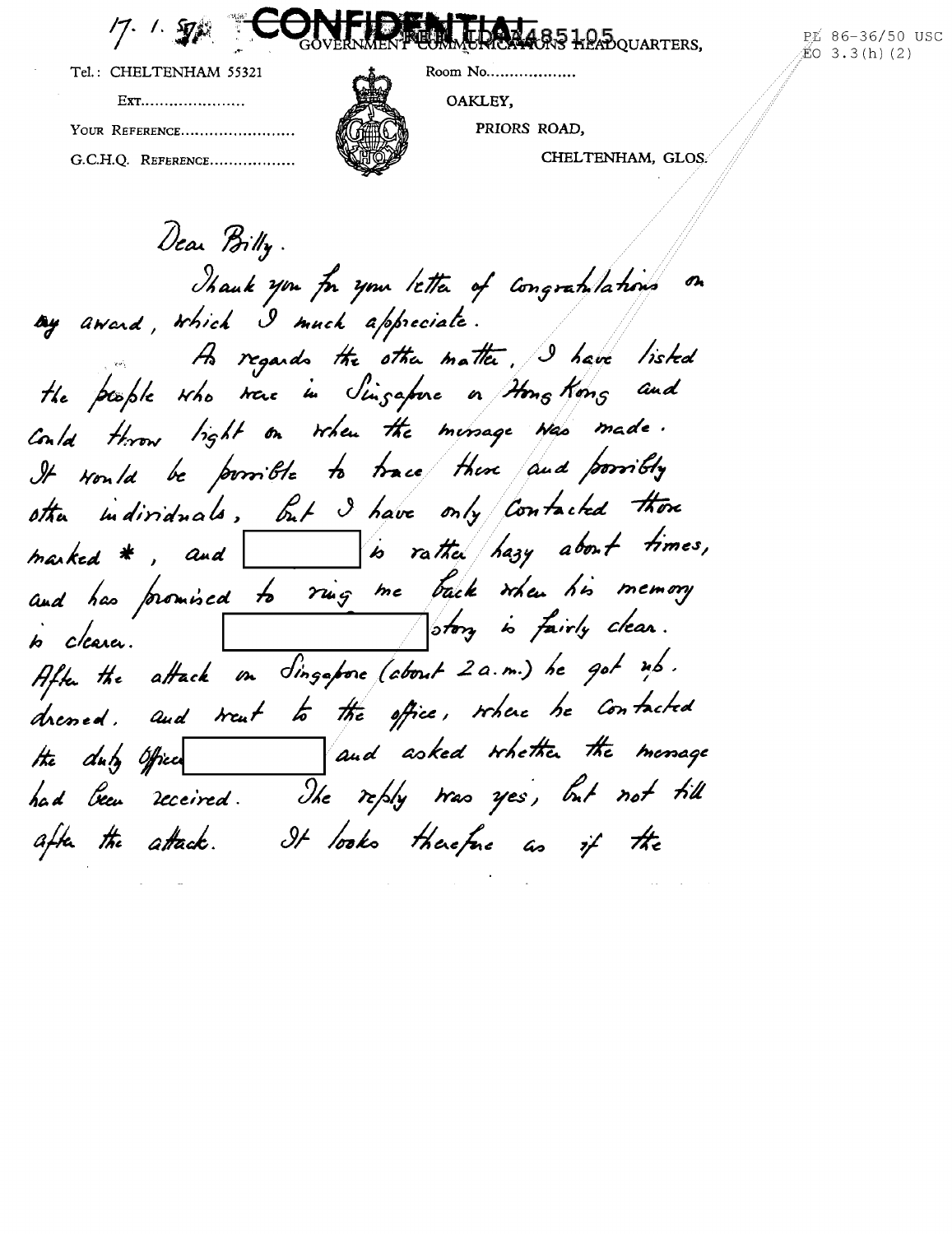17. 1. 57

CONFIDENTIAL

REF ID:A485105

GOVERNMENT COMMUNICATIONS HEADQUARTERS,

PL 86-36/50 USC
EO 3.3(h)(2)

Tel.: CHELTENHAM 55321

Ext.......................

Your Reference.........................

G.C.H.Q. Reference..................

Room No...................

OAKLEY,

PRIORS ROAD,

CHELTENHAM, GLOS.

Dear Billy.

Thank you for your letter of congratulations on my award, which I much appreciate.

As regards the other matter, I have listed the people who were in Singapore or Hong Kong and could throw light on when the message was made. It would be possible to trace these and possibly other individuals, but I have only contacted those marked *, and [REDACTED] is rather hazy about times, and has promised to ring me back when his memory is clearer. [REDACTED] story is fairly clear. After the attack on Singapore (about 2 a.m.) he got up, dressed, and went to the office, where he contacted the duty officer [REDACTED] and asked whether the message had been received. The reply was yes, but not till after the attack. It looks therefore as if the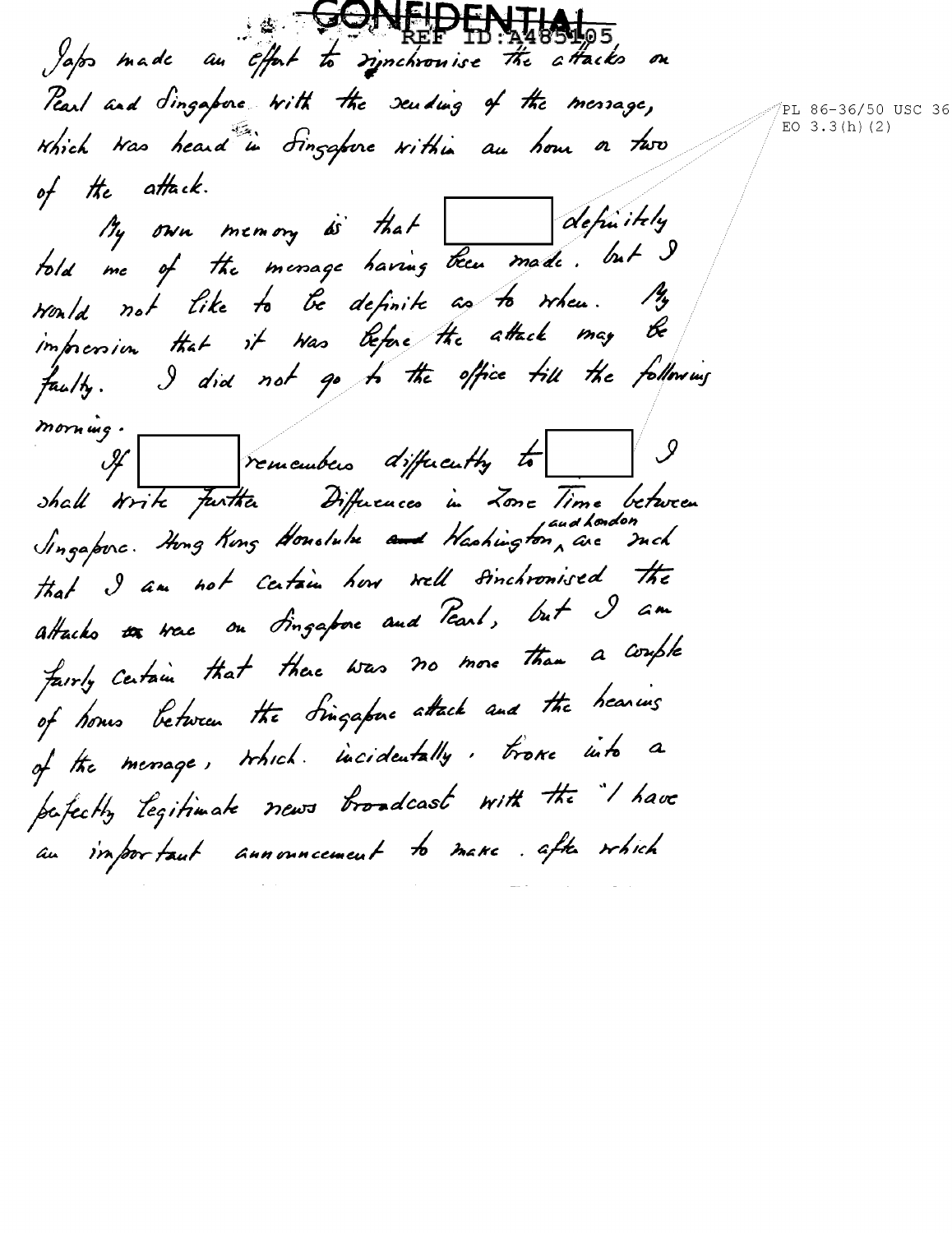CONFIDENTIAL

REF ID:A485105

Japs made an effort to synchronise the attacks on Pearl and Singapore with the sending of the message, which was heard in Singapore within an hour or two of the attack.

My own memory is that [REDACTED] definitely told me of the message having been made, but I would not like to be definite as to when. My impression that it was before the attack may be faulty. I did not go to the office till the following morning.

If [REDACTED] remembers difficulty to [REDACTED] I shall write further. Differences in Zone Time between Singapore. Hong Kong Honolulu ~~and~~ Washington and London are such that I am not certain how well synchronised the attacks ~~as~~ were on Singapore and Pearl, but I am fairly certain that there was no more than a couple of hours between the Singapore attack and the hearing of the message, which incidentally, broke into a perfectly legitimate news broadcast with the "I have an important announcement to make. after which

PL 86-36/50 USC 36
EO 3.3(h)(2)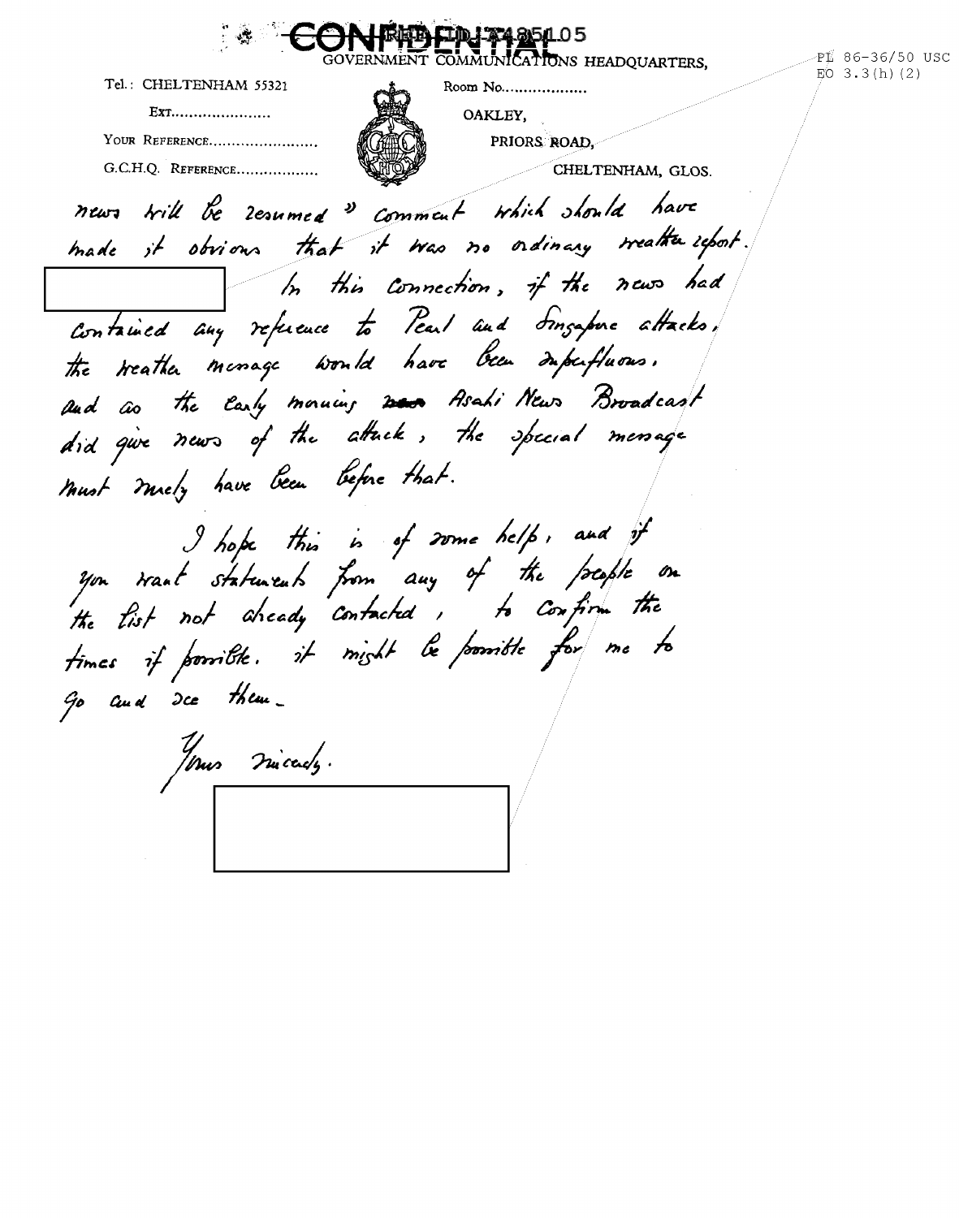CONFIDENTIAL

REF ID:A485105

PL 86-36/50 USC
EO 3.3(h)(2)

GOVERNMENT COMMUNICATIONS HEADQUARTERS,

Tel.: CHELTENHAM 55321

EXT.......................

YOUR REFERENCE.......................

G.C.H.Q. REFERENCE..................

Room No..................

OAKLEY,

PRIORS ROAD,

CHELTENHAM, GLOS.

news will be resumed" comment which should have made it obvious that it was no ordinary weather report.

[redacted] In this connection, if the news had contained any reference to Pearl and Singapore attacks, the weather message would have been superfluous, and as the early morning ~~news~~ Asahi News Broadcast did give news of the attack, the special message must surely have been before that.

I hope this is of some help, and if you want statements from any of the people on the list not already contacted, to confirm the times if possible, it might be possible for me to go and see them.

Yours sincerely.

[redacted]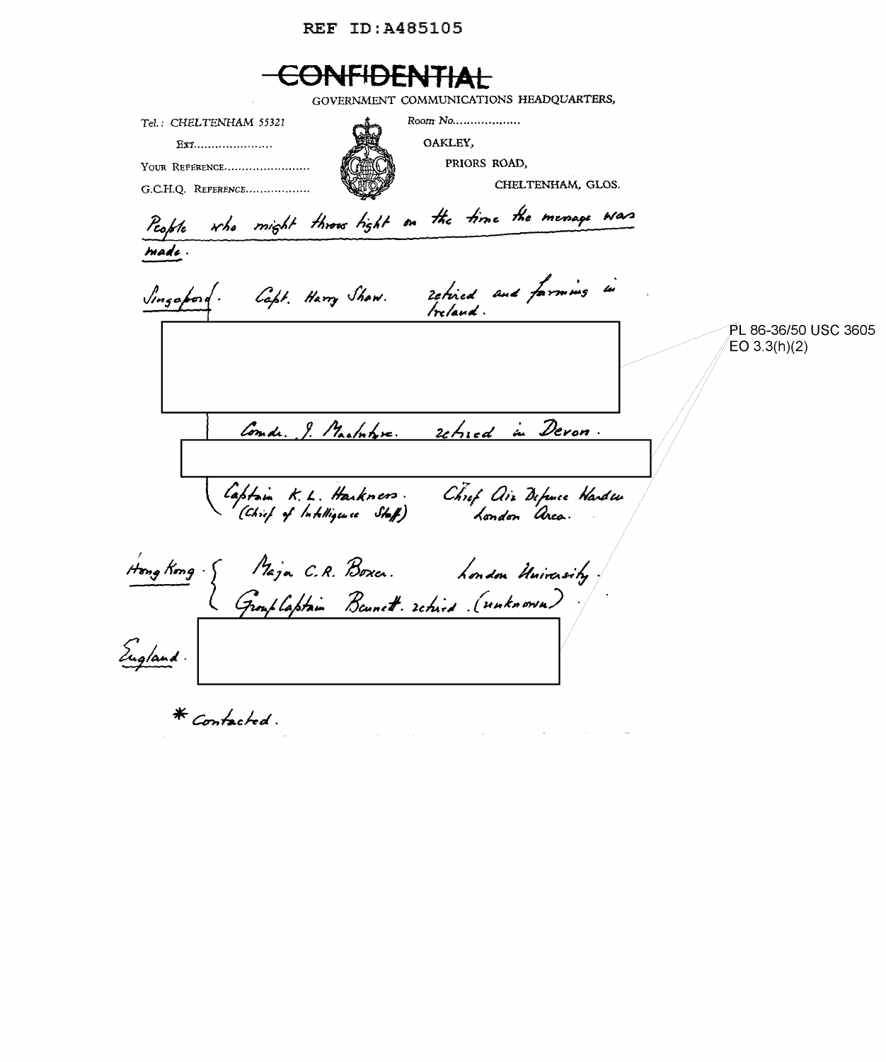REF ID:A485105

~~CONFIDENTIAL~~

GOVERNMENT COMMUNICATIONS HEADQUARTERS,

Tel.: CHELTENHAM 55321

EXT.......................

YOUR REFERENCE.........................

G.C.H.Q. REFERENCE...................

Room No...................

OAKLEY,

PRIORS ROAD,

CHELTENHAM, GLOS.

People who might throw light on the time the message was made.

Singapore. Capt. Harry Shaw. retired and farming in Ireland.

[REDACTED]

PL 86-36/50 USC 3605
EO 3.3(h)(2)

Comdr. J. MacIntyre. retired in Devon.

[REDACTED]

Captain K. L. Harkness. (Chief of Intelligence Staff) Chief Air Defence Warden London Area.

Hong Kong. { Major C.R. Boxer. London University.
Group Captain Bennett. retired. (unknown)

England. [REDACTED]

* Contacted.